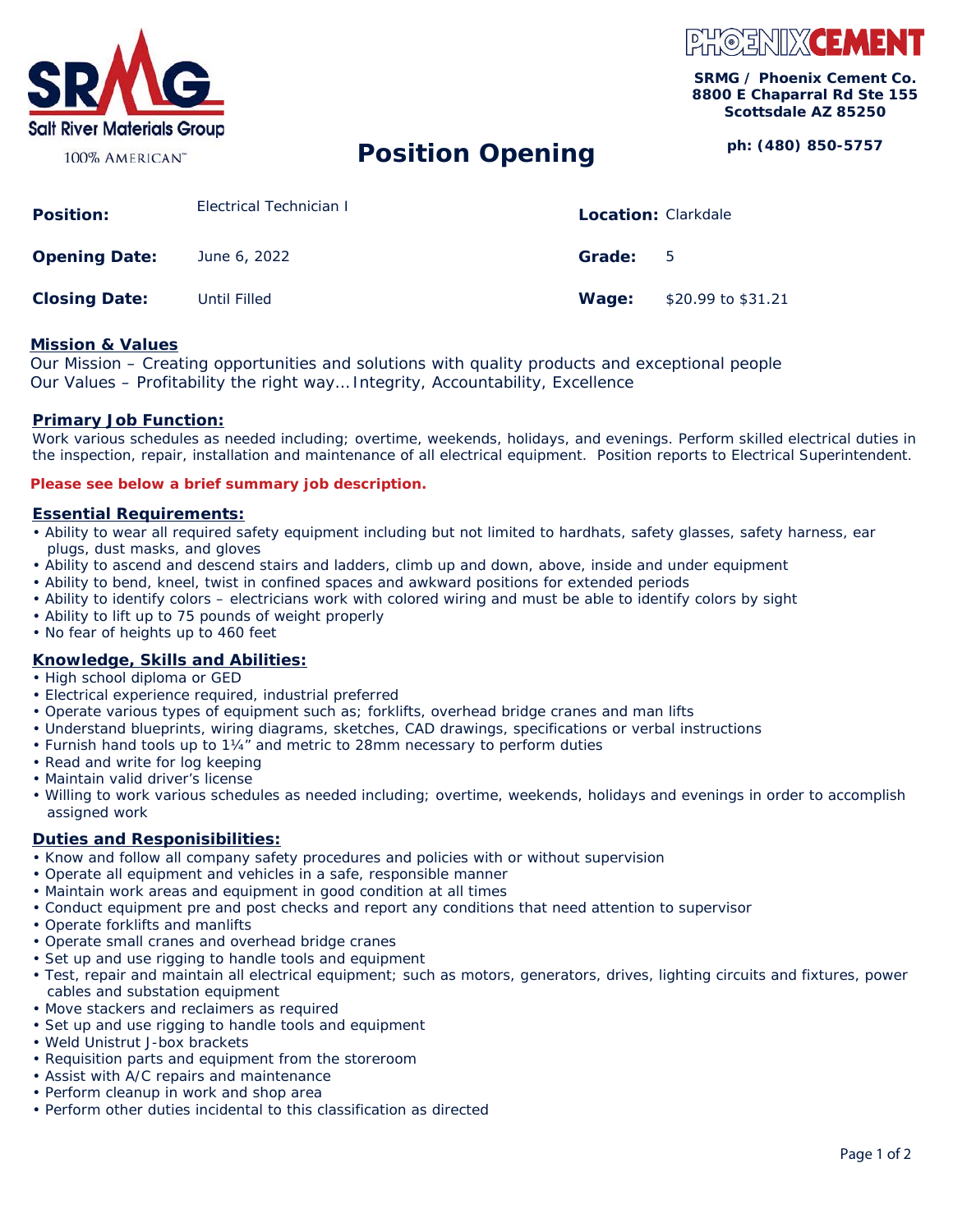Salt River Materials Group

100% AMERICAN™

PHOENIX CEMENT

**SRMG / Phoenix Cement Co.**
**8800 E Chaparral Rd Ste 155**
**Scottsdale AZ 85250**

**ph: (480) 850-5757**

# Position Opening

| | | | |
|---|---|---|---|
| **Position:** | Electrical Technician I | **Location:** | Clarkdale |
| **Opening Date:** | June 6, 2022 | **Grade:** | 5 |
| **Closing Date:** | Until Filled | **Wage:** | $20.99 to $31.21 |

## Mission & Values

Our Mission – Creating opportunities and solutions with quality products and exceptional people
Our Values – Profitability the right way… Integrity, Accountability, Excellence

## Primary Job Function:

Work various schedules as needed including; overtime, weekends, holidays, and evenings. Perform skilled electrical duties in the inspection, repair, installation and maintenance of all electrical equipment. Position reports to Electrical Superintendent.

**Please see below a brief summary job description.**

## Essential Requirements:

- Ability to wear all required safety equipment including but not limited to hardhats, safety glasses, safety harness, ear plugs, dust masks, and gloves
- Ability to ascend and descend stairs and ladders, climb up and down, above, inside and under equipment
- Ability to bend, kneel, twist in confined spaces and awkward positions for extended periods
- Ability to identify colors – electricians work with colored wiring and must be able to identify colors by sight
- Ability to lift up to 75 pounds of weight properly
- No fear of heights up to 460 feet

## Knowledge, Skills and Abilities:

- High school diploma or GED
- Electrical experience required, industrial preferred
- Operate various types of equipment such as; forklifts, overhead bridge cranes and man lifts
- Understand blueprints, wiring diagrams, sketches, CAD drawings, specifications or verbal instructions
- Furnish hand tools up to 1¼" and metric to 28mm necessary to perform duties
- Read and write for log keeping
- Maintain valid driver's license
- Willing to work various schedules as needed including; overtime, weekends, holidays and evenings in order to accomplish assigned work

## Duties and Responisibilities:

- Know and follow all company safety procedures and policies with or without supervision
- Operate all equipment and vehicles in a safe, responsible manner
- Maintain work areas and equipment in good condition at all times
- Conduct equipment pre and post checks and report any conditions that need attention to supervisor
- Operate forklifts and manlifts
- Operate small cranes and overhead bridge cranes
- Set up and use rigging to handle tools and equipment
- Test, repair and maintain all electrical equipment; such as motors, generators, drives, lighting circuits and fixtures, power cables and substation equipment
- Move stackers and reclaimers as required
- Set up and use rigging to handle tools and equipment
- Weld Unistrut J-box brackets
- Requisition parts and equipment from the storeroom
- Assist with A/C repairs and maintenance
- Perform cleanup in work and shop area
- Perform other duties incidental to this classification as directed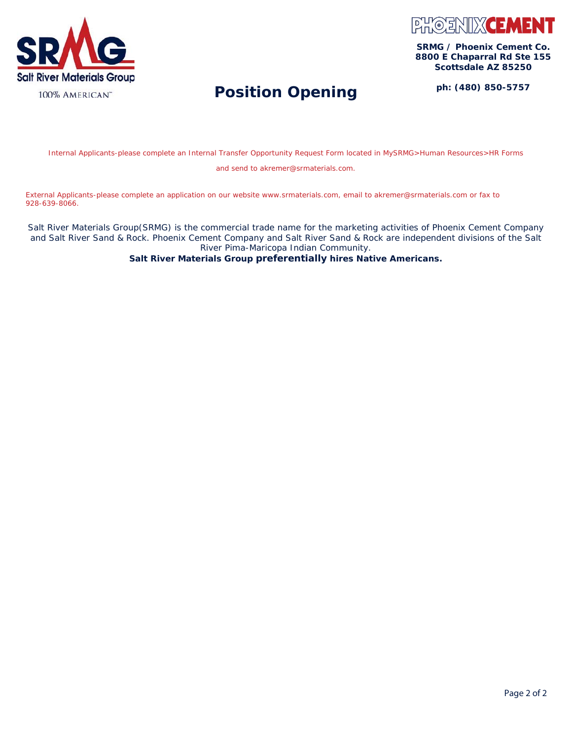Salt River Materials Group

100% AMERICAN™

PHOENIX CEMENT

**SRMG / Phoenix Cement Co.**
**8800 E Chaparral Rd Ste 155**
**Scottsdale AZ 85250**

**ph: (480) 850-5757**

# Position Opening

Internal Applicants-please complete an Internal Transfer Opportunity Request Form located in MySRMG>Human Resources>HR Forms and send to akremer@srmaterials.com.

External Applicants-please complete an application on our website www.srmaterials.com, email to akremer@srmaterials.com or fax to 928-639-8066.

Salt River Materials Group(SRMG) is the commercial trade name for the marketing activities of Phoenix Cement Company and Salt River Sand & Rock. Phoenix Cement Company and Salt River Sand & Rock are independent divisions of the Salt River Pima-Maricopa Indian Community.

**Salt River Materials Group preferentially hires Native Americans.**